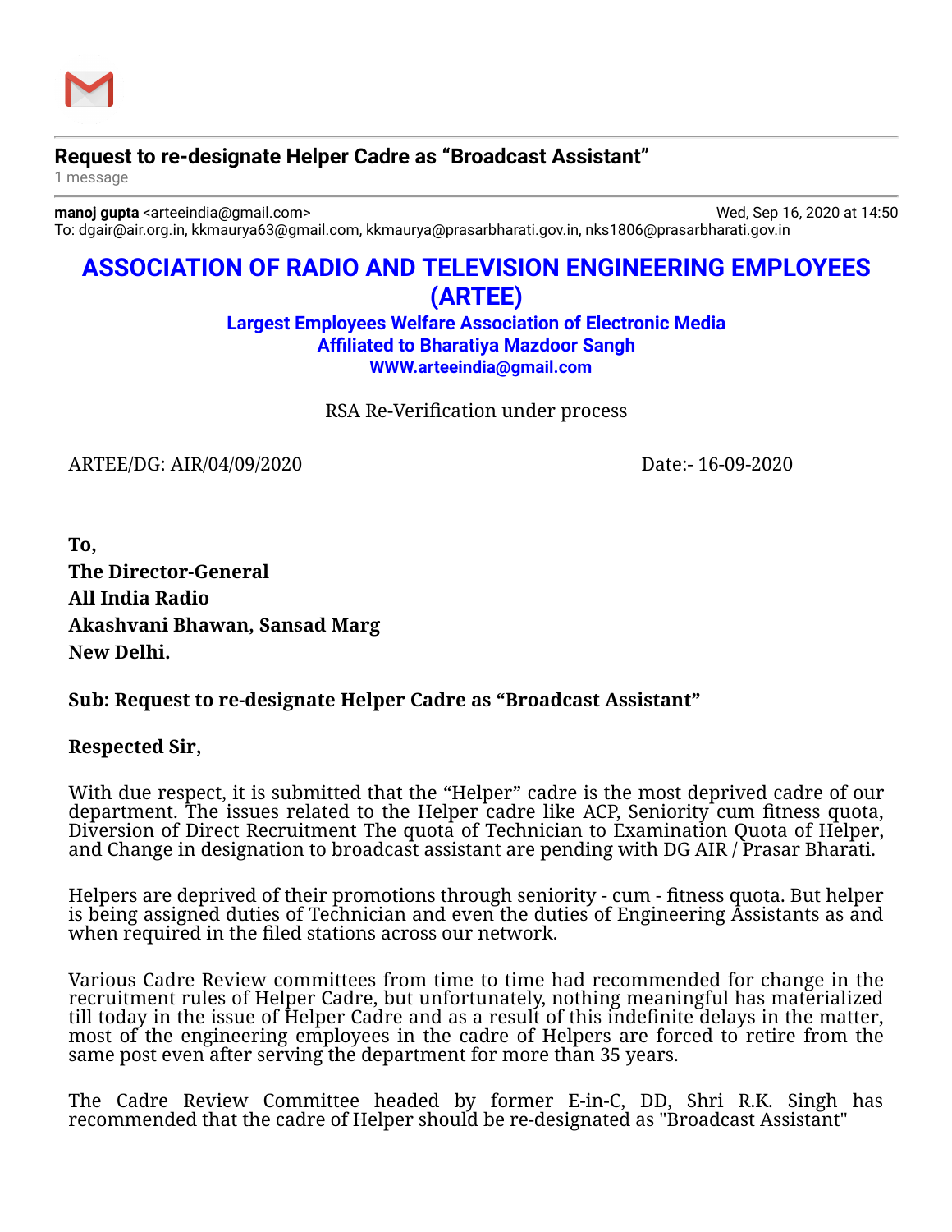**Request to re-designate Helper Cadre as "Broadcast Assistant"**

1 message

**manoj gupta** <arteeindia@gmail.com> Wed, Sep 16, 2020 at 14:50
To: dgair@air.org.in, kkmaurya63@gmail.com, kkmaurya@prasarbharati.gov.in, nks1806@prasarbharati.gov.in

# ASSOCIATION OF RADIO AND TELEVISION ENGINEERING EMPLOYEES (ARTEE)

**Largest Employees Welfare Association of Electronic Media**
**Affiliated to Bharatiya Mazdoor Sangh**
**WWW.arteeindia@gmail.com**

RSA Re-Verification under process

ARTEE/DG: AIR/04/09/2020 Date:- 16-09-2020

**To,**
**The Director-General**
**All India Radio**
**Akashvani Bhawan, Sansad Marg**
**New Delhi.**

**Sub: Request to re-designate Helper Cadre as "Broadcast Assistant"**

**Respected Sir,**

With due respect, it is submitted that the "Helper" cadre is the most deprived cadre of our department. The issues related to the Helper cadre like ACP, Seniority cum fitness quota, Diversion of Direct Recruitment The quota of Technician to Examination Quota of Helper, and Change in designation to broadcast assistant are pending with DG AIR / Prasar Bharati.

Helpers are deprived of their promotions through seniority - cum - fitness quota. But helper is being assigned duties of Technician and even the duties of Engineering Assistants as and when required in the filed stations across our network.

Various Cadre Review committees from time to time had recommended for change in the recruitment rules of Helper Cadre, but unfortunately, nothing meaningful has materialized till today in the issue of Helper Cadre and as a result of this indefinite delays in the matter, most of the engineering employees in the cadre of Helpers are forced to retire from the same post even after serving the department for more than 35 years.

The Cadre Review Committee headed by former E-in-C, DD, Shri R.K. Singh has recommended that the cadre of Helper should be re-designated as "Broadcast Assistant"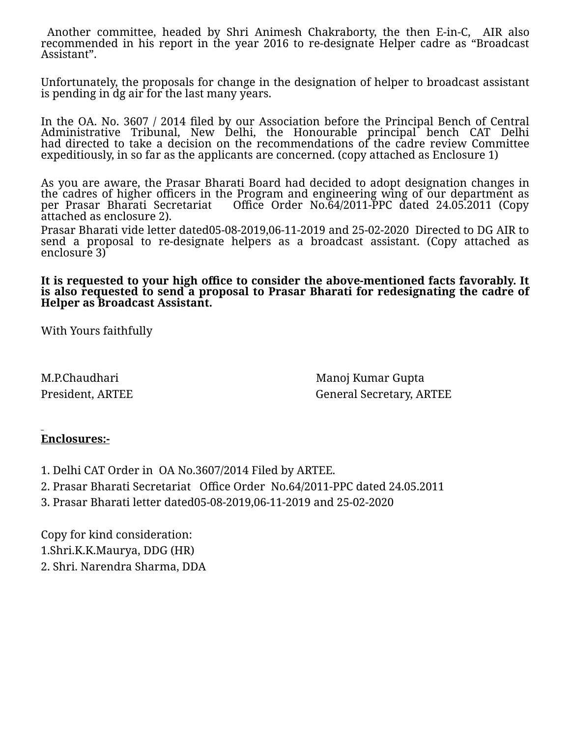Another committee, headed by Shri Animesh Chakraborty, the then E-in-C, AIR also recommended in his report in the year 2016 to re-designate Helper cadre as "Broadcast Assistant".

Unfortunately, the proposals for change in the designation of helper to broadcast assistant is pending in dg air for the last many years.

In the OA. No. 3607 / 2014 filed by our Association before the Principal Bench of Central Administrative Tribunal, New Delhi, the Honourable principal bench CAT Delhi had directed to take a decision on the recommendations of the cadre review Committee expeditiously, in so far as the applicants are concerned. (copy attached as Enclosure 1)

As you are aware, the Prasar Bharati Board had decided to adopt designation changes in the cadres of higher officers in the Program and engineering wing of our department as per Prasar Bharati Secretariat Office Order No.64/2011-PPC dated 24.05.2011 (Copy attached as enclosure 2).

Prasar Bharati vide letter dated05-08-2019,06-11-2019 and 25-02-2020 Directed to DG AIR to send a proposal to re-designate helpers as a broadcast assistant. (Copy attached as enclosure 3)

**It is requested to your high office to consider the above-mentioned facts favorably. It is also requested to send a proposal to Prasar Bharati for redesignating the cadre of Helper as Broadcast Assistant.**

With Yours faithfully

M.P.Chaudhari
President, ARTEE

Manoj Kumar Gupta
General Secretary, ARTEE

**Enclosures:-**

1. Delhi CAT Order in OA No.3607/2014 Filed by ARTEE.
2. Prasar Bharati Secretariat Office Order No.64/2011-PPC dated 24.05.2011
3. Prasar Bharati letter dated05-08-2019,06-11-2019 and 25-02-2020

Copy for kind consideration:

1.Shri.K.K.Maurya, DDG (HR)

2. Shri. Narendra Sharma, DDA